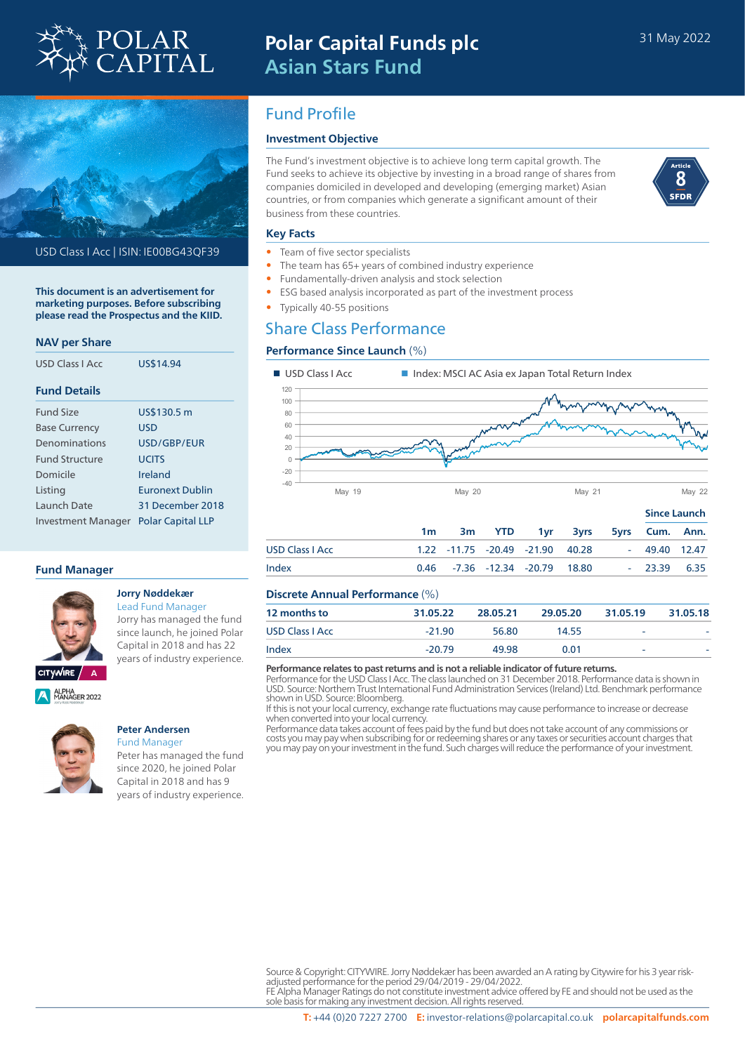# Polar Capital Funds plc
## Asian Stars Fund

31 May 2022

USD Class I Acc | ISIN: IE00BG43QF39

**This document is an advertisement for marketing purposes. Before subscribing please read the Prospectus and the KIID.**

### NAV per Share

| | |
|---|---|
| USD Class I Acc | US$14.94 |

### Fund Details

| | |
|---|---|
| Fund Size | US$130.5 m |
| Base Currency | USD |
| Denominations | USD/GBP/EUR |
| Fund Structure | UCITS |
| Domicile | Ireland |
| Listing | Euronext Dublin |
| Launch Date | 31 December 2018 |
| Investment Manager | Polar Capital LLP |

### Fund Manager

**Jorry Nøddekær**
Lead Fund Manager
Jorry has managed the fund since launch, he joined Polar Capital in 2018 and has 22 years of industry experience.

CITYWIRE A

ALPHA MANAGER 2022

**Peter Andersen**
Fund Manager
Peter has managed the fund since 2020, he joined Polar Capital in 2018 and has 9 years of industry experience.

## Fund Profile

### Investment Objective

The Fund's investment objective is to achieve long term capital growth. The Fund seeks to achieve its objective by investing in a broad range of shares from companies domiciled in developed and developing (emerging market) Asian countries, or from companies which generate a significant amount of their business from these countries.

Article 8 SFDR

### Key Facts

- Team of five sector specialists
- The team has 65+ years of combined industry experience
- Fundamentally-driven analysis and stock selection
- ESG based analysis incorporated as part of the investment process
- Typically 40-55 positions

## Share Class Performance

### Performance Since Launch (%)

■ USD Class I Acc ■ Index: MSCI AC Asia ex Japan Total Return Index

| | 1m | 3m | YTD | 1yr | 3yrs | 5yrs | Since Launch Cum. | Since Launch Ann. |
|---|---|---|---|---|---|---|---|---|
| USD Class I Acc | 1.22 | -11.75 | -20.49 | -21.90 | 40.28 | - | 49.40 | 12.47 |
| Index | 0.46 | -7.36 | -12.34 | -20.79 | 18.80 | - | 23.39 | 6.35 |

### Discrete Annual Performance (%)

| 12 months to | 31.05.22 | 28.05.21 | 29.05.20 | 31.05.19 | 31.05.18 |
|---|---|---|---|---|---|
| USD Class I Acc | -21.90 | 56.80 | 14.55 | - | - |
| Index | -20.79 | 49.98 | 0.01 | - | - |

**Performance relates to past returns and is not a reliable indicator of future returns.**
Performance for the USD Class I Acc. The class launched on 31 December 2018. Performance data is shown in USD. Source: Northern Trust International Fund Administration Services (Ireland) Ltd. Benchmark performance shown in USD. Source: Bloomberg.
If this is not your local currency, exchange rate fluctuations may cause performance to increase or decrease when converted into your local currency.
Performance data takes account of fees paid by the fund but does not take account of any commissions or costs you may pay when subscribing for or redeeming shares or any taxes or securities account charges that you may pay on your investment in the fund. Such charges will reduce the performance of your investment.

Source & Copyright: CITYWIRE. Jorry Nøddekær has been awarded an A rating by Citywire for his 3 year risk-adjusted performance for the period 29/04/2019 - 29/04/2022.
FE Alpha Manager Ratings do not constitute investment advice offered by FE and should not be used as the sole basis for making any investment decision. All rights reserved.

**T:** +44 (0)20 7227 2700 **E:** investor-relations@polarcapital.co.uk **polarcapitalfunds.com**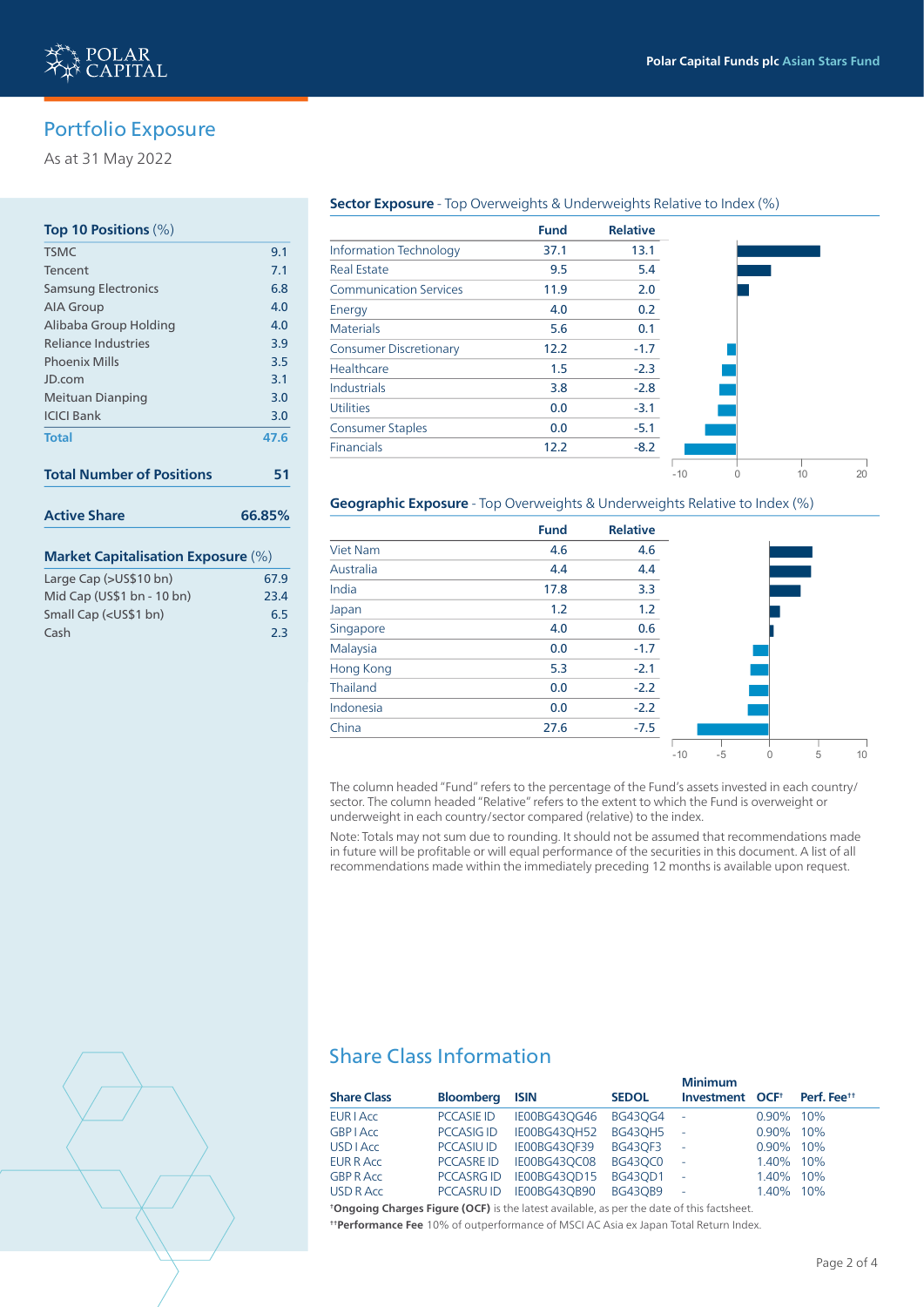## Portfolio Exposure

As at 31 May 2022

### Top 10 Positions (%)

| Position | % |
|---|---|
| TSMC | 9.1 |
| Tencent | 7.1 |
| Samsung Electronics | 6.8 |
| AIA Group | 4.0 |
| Alibaba Group Holding | 4.0 |
| Reliance Industries | 3.9 |
| Phoenix Mills | 3.5 |
| JD.com | 3.1 |
| Meituan Dianping | 3.0 |
| ICICI Bank | 3.0 |
| **Total** | **47.6** |

**Total Number of Positions** **51**

**Active Share** **66.85%**

### Market Capitalisation Exposure (%)

| | % |
|---|---|
| Large Cap (>US$10 bn) | 67.9 |
| Mid Cap (US$1 bn - 10 bn) | 23.4 |
| Small Cap (<US$1 bn) | 6.5 |
| Cash | 2.3 |

### Sector Exposure - Top Overweights & Underweights Relative to Index (%)

| | Fund | Relative |
|---|---|---|
| Information Technology | 37.1 | 13.1 |
| Real Estate | 9.5 | 5.4 |
| Communication Services | 11.9 | 2.0 |
| Energy | 4.0 | 0.2 |
| Materials | 5.6 | 0.1 |
| Consumer Discretionary | 12.2 | -1.7 |
| Healthcare | 1.5 | -2.3 |
| Industrials | 3.8 | -2.8 |
| Utilities | 0.0 | -3.1 |
| Consumer Staples | 0.0 | -5.1 |
| Financials | 12.2 | -8.2 |

### Geographic Exposure - Top Overweights & Underweights Relative to Index (%)

| | Fund | Relative |
|---|---|---|
| Viet Nam | 4.6 | 4.6 |
| Australia | 4.4 | 4.4 |
| India | 17.8 | 3.3 |
| Japan | 1.2 | 1.2 |
| Singapore | 4.0 | 0.6 |
| Malaysia | 0.0 | -1.7 |
| Hong Kong | 5.3 | -2.1 |
| Thailand | 0.0 | -2.2 |
| Indonesia | 0.0 | -2.2 |
| China | 27.6 | -7.5 |

The column headed "Fund" refers to the percentage of the Fund's assets invested in each country/sector. The column headed "Relative" refers to the extent to which the Fund is overweight or underweight in each country/sector compared (relative) to the index.

Note: Totals may not sum due to rounding. It should not be assumed that recommendations made in future will be profitable or will equal performance of the securities in this document. A list of all recommendations made within the immediately preceding 12 months is available upon request.

## Share Class Information

| Share Class | Bloomberg | ISIN | SEDOL | Minimum Investment | OCF† | Perf. Fee†† |
|---|---|---|---|---|---|---|
| EUR I Acc | PCCASIE ID | IE00BG43QG46 | BG43QG4 | - | 0.90% | 10% |
| GBP I Acc | PCCASIG ID | IE00BG43QH52 | BG43QH5 | - | 0.90% | 10% |
| USD I Acc | PCCASIU ID | IE00BG43QF39 | BG43QF3 | - | 0.90% | 10% |
| EUR R Acc | PCCASRE ID | IE00BG43QC08 | BG43QC0 | - | 1.40% | 10% |
| GBP R Acc | PCCASRG ID | IE00BG43QD15 | BG43QD1 | - | 1.40% | 10% |
| USD R Acc | PCCASRU ID | IE00BG43QB90 | BG43QB9 | - | 1.40% | 10% |

†**Ongoing Charges Figure (OCF)** is the latest available, as per the date of this factsheet.

††**Performance Fee** 10% of outperformance of MSCI AC Asia ex Japan Total Return Index.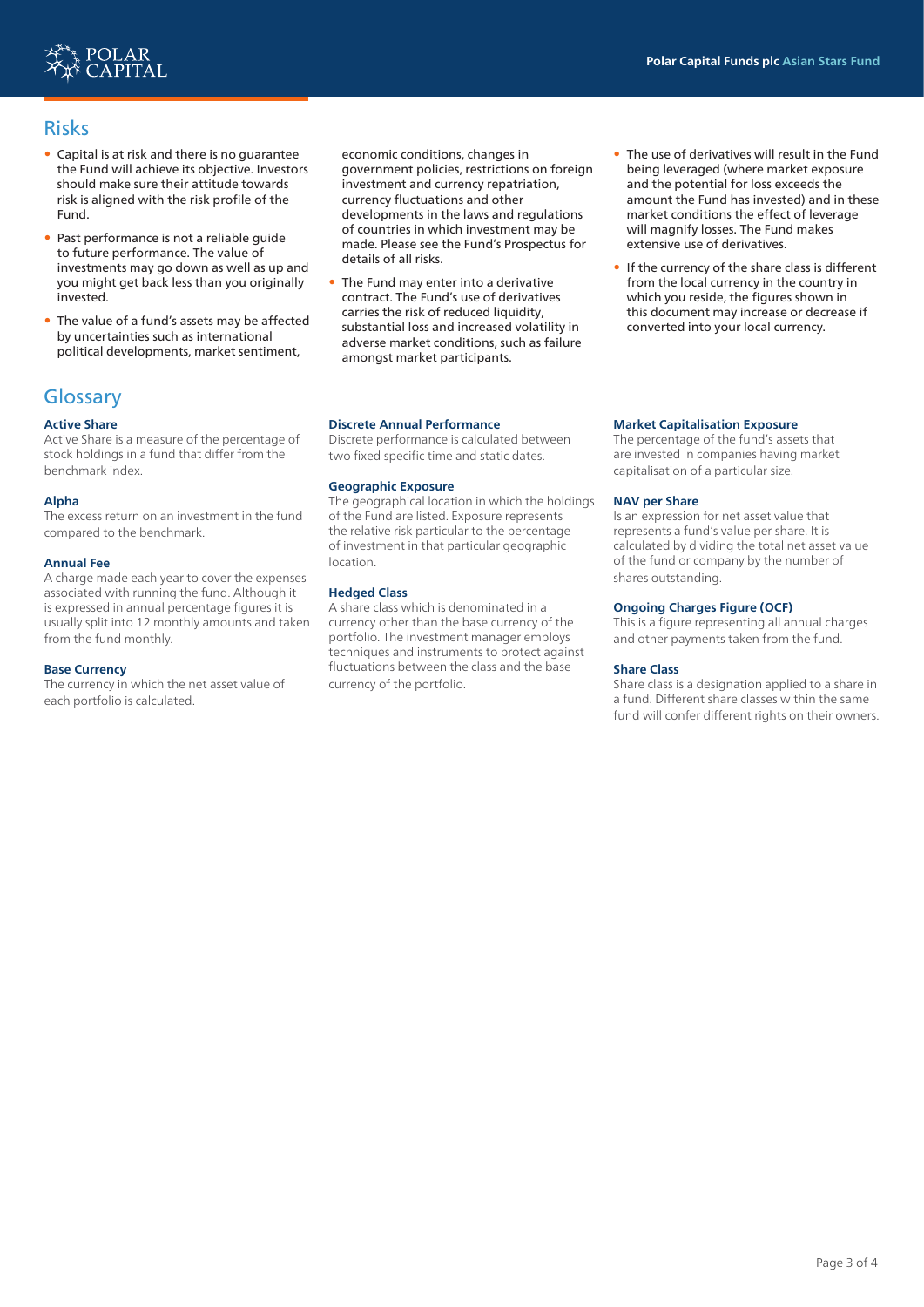## Risks

- Capital is at risk and there is no guarantee the Fund will achieve its objective. Investors should make sure their attitude towards risk is aligned with the risk profile of the Fund.
- Past performance is not a reliable guide to future performance. The value of investments may go down as well as up and you might get back less than you originally invested.
- The value of a fund's assets may be affected by uncertainties such as international political developments, market sentiment, economic conditions, changes in government policies, restrictions on foreign investment and currency repatriation, currency fluctuations and other developments in the laws and regulations of countries in which investment may be made. Please see the Fund's Prospectus for details of all risks.
- The Fund may enter into a derivative contract. The Fund's use of derivatives carries the risk of reduced liquidity, substantial loss and increased volatility in adverse market conditions, such as failure amongst market participants.
- The use of derivatives will result in the Fund being leveraged (where market exposure and the potential for loss exceeds the amount the Fund has invested) and in these market conditions the effect of leverage will magnify losses. The Fund makes extensive use of derivatives.
- If the currency of the share class is different from the local currency in the country in which you reside, the figures shown in this document may increase or decrease if converted into your local currency.

## Glossary

**Active Share**
Active Share is a measure of the percentage of stock holdings in a fund that differ from the benchmark index.

**Alpha**
The excess return on an investment in the fund compared to the benchmark.

**Annual Fee**
A charge made each year to cover the expenses associated with running the fund. Although it is expressed in annual percentage figures it is usually split into 12 monthly amounts and taken from the fund monthly.

**Base Currency**
The currency in which the net asset value of each portfolio is calculated.

**Discrete Annual Performance**
Discrete performance is calculated between two fixed specific time and static dates.

**Geographic Exposure**
The geographical location in which the holdings of the Fund are listed. Exposure represents the relative risk particular to the percentage of investment in that particular geographic location.

**Hedged Class**
A share class which is denominated in a currency other than the base currency of the portfolio. The investment manager employs techniques and instruments to protect against fluctuations between the class and the base currency of the portfolio.

**Market Capitalisation Exposure**
The percentage of the fund's assets that are invested in companies having market capitalisation of a particular size.

**NAV per Share**
Is an expression for net asset value that represents a fund's value per share. It is calculated by dividing the total net asset value of the fund or company by the number of shares outstanding.

**Ongoing Charges Figure (OCF)**
This is a figure representing all annual charges and other payments taken from the fund.

**Share Class**
Share class is a designation applied to a share in a fund. Different share classes within the same fund will confer different rights on their owners.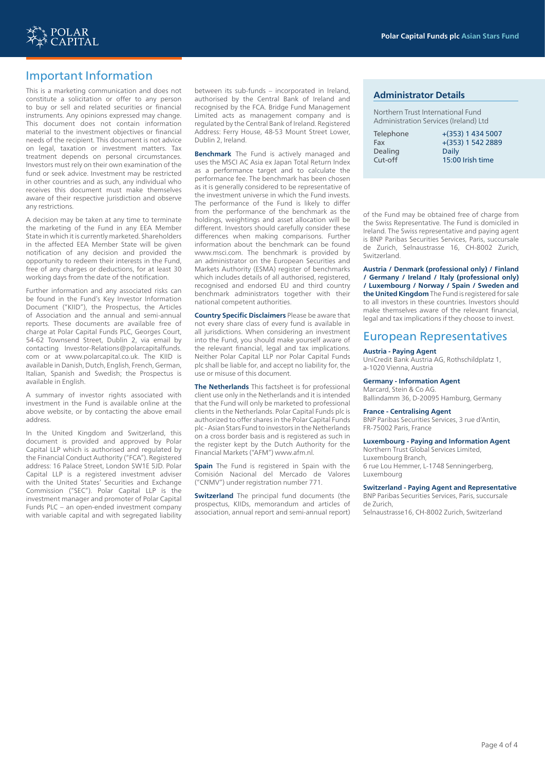## Important Information

This is a marketing communication and does not constitute a solicitation or offer to any person to buy or sell and related securities or financial instruments. Any opinions expressed may change. This document does not contain information material to the investment objectives or financial needs of the recipient. This document is not advice on legal, taxation or investment matters. Tax treatment depends on personal circumstances. Investors must rely on their own examination of the fund or seek advice. Investment may be restricted in other countries and as such, any individual who receives this document must make themselves aware of their respective jurisdiction and observe any restrictions.

A decision may be taken at any time to terminate the marketing of the Fund in any EEA Member State in which it is currently marketed. Shareholders in the affected EEA Member State will be given notification of any decision and provided the opportunity to redeem their interests in the Fund, free of any charges or deductions, for at least 30 working days from the date of the notification.

Further information and any associated risks can be found in the Fund's Key Investor Information Document ("KIID"), the Prospectus, the Articles of Association and the annual and semi-annual reports. These documents are available free of charge at Polar Capital Funds PLC, Georges Court, 54-62 Townsend Street, Dublin 2, via email by contacting Investor-Relations@polarcapitalfunds.com or at www.polarcapital.co.uk. The KIID is available in Danish, Dutch, English, French, German, Italian, Spanish and Swedish; the Prospectus is available in English.

A summary of investor rights associated with investment in the Fund is available online at the above website, or by contacting the above email address.

In the United Kingdom and Switzerland, this document is provided and approved by Polar Capital LLP which is authorised and regulated by the Financial Conduct Authority ("FCA"). Registered address: 16 Palace Street, London SW1E 5JD. Polar Capital LLP is a registered investment adviser with the United States' Securities and Exchange Commission ("SEC"). Polar Capital LLP is the investment manager and promoter of Polar Capital Funds PLC – an open-ended investment company with variable capital and with segregated liability between its sub-funds – incorporated in Ireland, authorised by the Central Bank of Ireland and recognised by the FCA. Bridge Fund Management Limited acts as management company and is regulated by the Central Bank of Ireland. Registered Address: Ferry House, 48-53 Mount Street Lower, Dublin 2, Ireland.

**Benchmark** The Fund is actively managed and uses the MSCI AC Asia ex Japan Total Return Index as a performance target and to calculate the performance fee. The benchmark has been chosen as it is generally considered to be representative of the investment universe in which the Fund invests. The performance of the Fund is likely to differ from the performance of the benchmark as the holdings, weightings and asset allocation will be different. Investors should carefully consider these differences when making comparisons. Further information about the benchmark can be found www.msci.com. The benchmark is provided by an administrator on the European Securities and Markets Authority (ESMA) register of benchmarks which includes details of all authorised, registered, recognised and endorsed EU and third country benchmark administrators together with their national competent authorities.

**Country Specific Disclaimers** Please be aware that not every share class of every fund is available in all jurisdictions. When considering an investment into the Fund, you should make yourself aware of the relevant financial, legal and tax implications. Neither Polar Capital LLP nor Polar Capital Funds plc shall be liable for, and accept no liability for, the use or misuse of this document.

**The Netherlands** This factsheet is for professional client use only in the Netherlands and it is intended that the Fund will only be marketed to professional clients in the Netherlands. Polar Capital Funds plc is authorized to offer shares in the Polar Capital Funds plc - Asian Stars Fund to investors in the Netherlands on a cross border basis and is registered as such in the register kept by the Dutch Authority for the Financial Markets ("AFM") www.afm.nl.

**Spain** The Fund is registered in Spain with the Comisión Nacional del Mercado de Valores ("CNMV") under registration number 771.

**Switzerland** The principal fund documents (the prospectus, KIIDs, memorandum and articles of association, annual report and semi-annual report) of the Fund may be obtained free of charge from the Swiss Representative. The Fund is domiciled in Ireland. The Swiss representative and paying agent is BNP Paribas Securities Services, Paris, succursale de Zurich, Selnaustrasse 16, CH-8002 Zurich, Switzerland.

**Austria / Denmark (professional only) / Finland / Germany / Ireland / Italy (professional only) / Luxembourg / Norway / Spain / Sweden and the United Kingdom** The Fund is registered for sale to all investors in these countries. Investors should make themselves aware of the relevant financial, legal and tax implications if they choose to invest.

### Administrator Details

Northern Trust International Fund Administration Services (Ireland) Ltd

| | |
|---|---|
| Telephone | +(353) 1 434 5007 |
| Fax | +(353) 1 542 2889 |
| Dealing | Daily |
| Cut-off | 15:00 Irish time |

## European Representatives

**Austria - Paying Agent**
UniCredit Bank Austria AG, Rothschildplatz 1, a-1020 Vienna, Austria

**Germany - Information Agent**
Marcard, Stein & Co AG.
Ballindamm 36, D-20095 Hamburg, Germany

**France - Centralising Agent**
BNP Paribas Securities Services, 3 rue d'Antin, FR-75002 Paris, France

**Luxembourg - Paying and Information Agent**
Northern Trust Global Services Limited, Luxembourg Branch,
6 rue Lou Hemmer, L-1748 Senningerberg, Luxembourg

**Switzerland - Paying Agent and Representative**
BNP Paribas Securities Services, Paris, succursale de Zurich,
Selnaustrasse16, CH-8002 Zurich, Switzerland